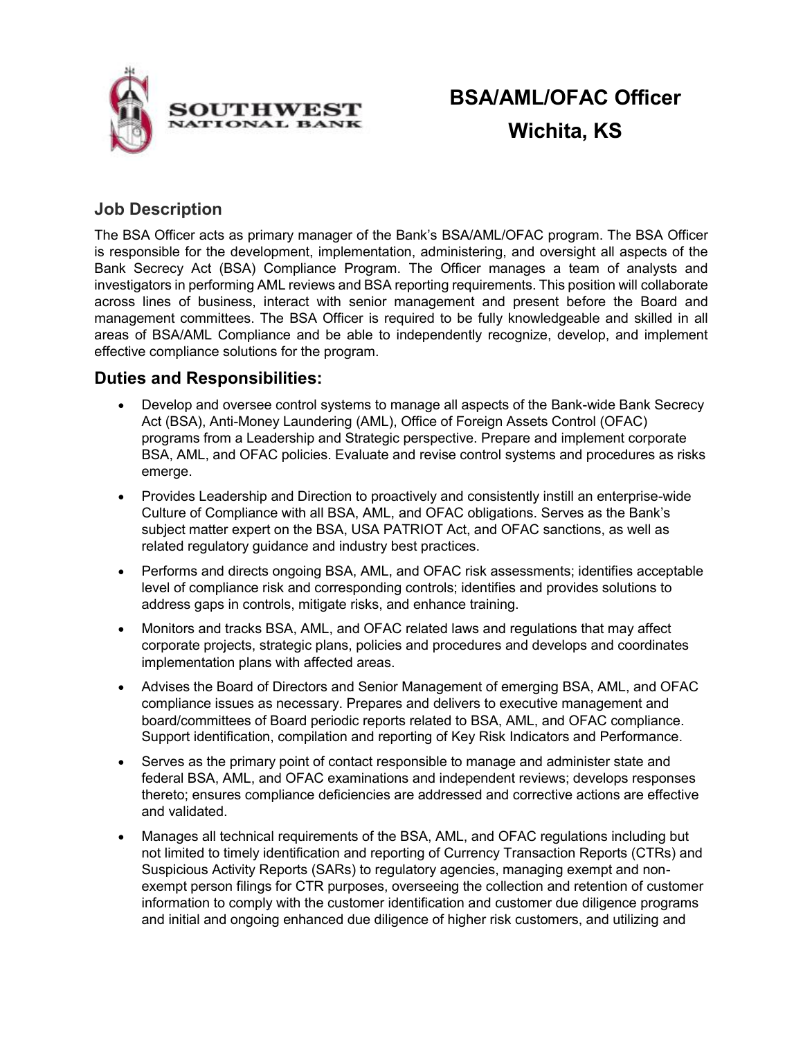# BSA/AML/OFAC Officer

## Wichita, KS

### Job Description

The BSA Officer acts as primary manager of the Bank's BSA/AML/OFAC program. The BSA Officer is responsible for the development, implementation, administering, and oversight all aspects of the Bank Secrecy Act (BSA) Compliance Program. The Officer manages a team of analysts and investigators in performing AML reviews and BSA reporting requirements. This position will collaborate across lines of business, interact with senior management and present before the Board and management committees. The BSA Officer is required to be fully knowledgeable and skilled in all areas of BSA/AML Compliance and be able to independently recognize, develop, and implement effective compliance solutions for the program.

### Duties and Responsibilities:

- Develop and oversee control systems to manage all aspects of the Bank-wide Bank Secrecy Act (BSA), Anti-Money Laundering (AML), Office of Foreign Assets Control (OFAC) programs from a Leadership and Strategic perspective. Prepare and implement corporate BSA, AML, and OFAC policies. Evaluate and revise control systems and procedures as risks emerge.
- Provides Leadership and Direction to proactively and consistently instill an enterprise-wide Culture of Compliance with all BSA, AML, and OFAC obligations. Serves as the Bank's subject matter expert on the BSA, USA PATRIOT Act, and OFAC sanctions, as well as related regulatory guidance and industry best practices.
- Performs and directs ongoing BSA, AML, and OFAC risk assessments; identifies acceptable level of compliance risk and corresponding controls; identifies and provides solutions to address gaps in controls, mitigate risks, and enhance training.
- Monitors and tracks BSA, AML, and OFAC related laws and regulations that may affect corporate projects, strategic plans, policies and procedures and develops and coordinates implementation plans with affected areas.
- Advises the Board of Directors and Senior Management of emerging BSA, AML, and OFAC compliance issues as necessary. Prepares and delivers to executive management and board/committees of Board periodic reports related to BSA, AML, and OFAC compliance. Support identification, compilation and reporting of Key Risk Indicators and Performance.
- Serves as the primary point of contact responsible to manage and administer state and federal BSA, AML, and OFAC examinations and independent reviews; develops responses thereto; ensures compliance deficiencies are addressed and corrective actions are effective and validated.
- Manages all technical requirements of the BSA, AML, and OFAC regulations including but not limited to timely identification and reporting of Currency Transaction Reports (CTRs) and Suspicious Activity Reports (SARs) to regulatory agencies, managing exempt and non-exempt person filings for CTR purposes, overseeing the collection and retention of customer information to comply with the customer identification and customer due diligence programs and initial and ongoing enhanced due diligence of higher risk customers, and utilizing and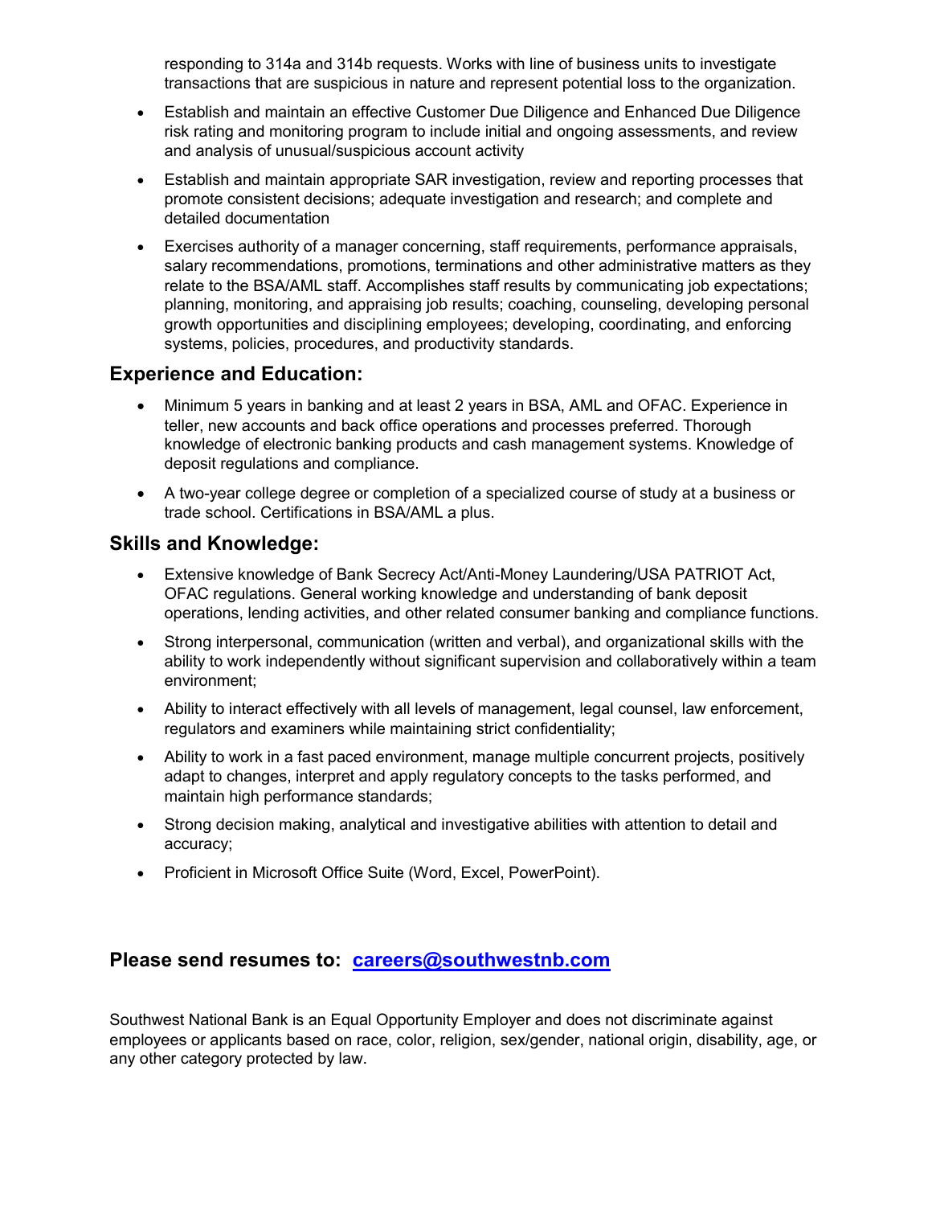responding to 314a and 314b requests. Works with line of business units to investigate transactions that are suspicious in nature and represent potential loss to the organization.

- Establish and maintain an effective Customer Due Diligence and Enhanced Due Diligence risk rating and monitoring program to include initial and ongoing assessments, and review and analysis of unusual/suspicious account activity
- Establish and maintain appropriate SAR investigation, review and reporting processes that promote consistent decisions; adequate investigation and research; and complete and detailed documentation
- Exercises authority of a manager concerning, staff requirements, performance appraisals, salary recommendations, promotions, terminations and other administrative matters as they relate to the BSA/AML staff. Accomplishes staff results by communicating job expectations; planning, monitoring, and appraising job results; coaching, counseling, developing personal growth opportunities and disciplining employees; developing, coordinating, and enforcing systems, policies, procedures, and productivity standards.

## Experience and Education:

- Minimum 5 years in banking and at least 2 years in BSA, AML and OFAC. Experience in teller, new accounts and back office operations and processes preferred. Thorough knowledge of electronic banking products and cash management systems. Knowledge of deposit regulations and compliance.
- A two-year college degree or completion of a specialized course of study at a business or trade school. Certifications in BSA/AML a plus.

## Skills and Knowledge:

- Extensive knowledge of Bank Secrecy Act/Anti-Money Laundering/USA PATRIOT Act, OFAC regulations. General working knowledge and understanding of bank deposit operations, lending activities, and other related consumer banking and compliance functions.
- Strong interpersonal, communication (written and verbal), and organizational skills with the ability to work independently without significant supervision and collaboratively within a team environment;
- Ability to interact effectively with all levels of management, legal counsel, law enforcement, regulators and examiners while maintaining strict confidentiality;
- Ability to work in a fast paced environment, manage multiple concurrent projects, positively adapt to changes, interpret and apply regulatory concepts to the tasks performed, and maintain high performance standards;
- Strong decision making, analytical and investigative abilities with attention to detail and accuracy;
- Proficient in Microsoft Office Suite (Word, Excel, PowerPoint).

## Please send resumes to: careers@southwestnb.com

Southwest National Bank is an Equal Opportunity Employer and does not discriminate against employees or applicants based on race, color, religion, sex/gender, national origin, disability, age, or any other category protected by law.